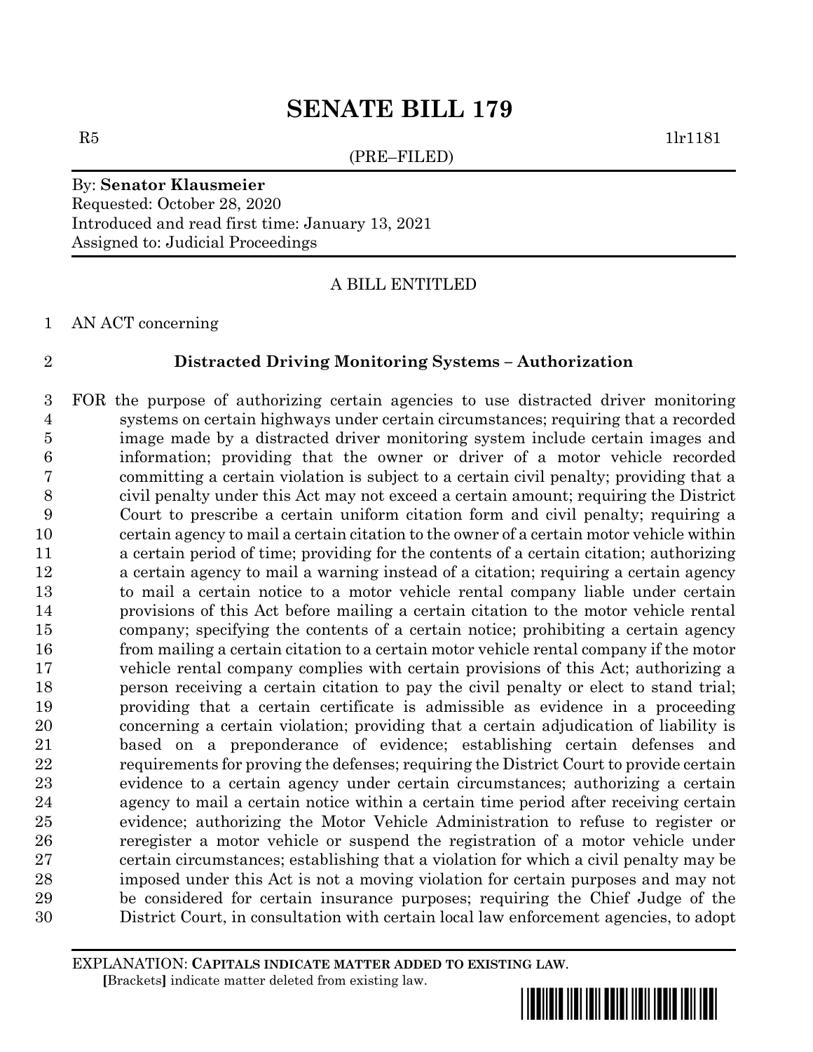# SENATE BILL 179

R5 1lr1181

(PRE–FILED)

By: **Senator Klausmeier**
Requested: October 28, 2020
Introduced and read first time: January 13, 2021
Assigned to: Judicial Proceedings

A BILL ENTITLED

AN ACT concerning

**Distracted Driving Monitoring Systems – Authorization**

FOR the purpose of authorizing certain agencies to use distracted driver monitoring systems on certain highways under certain circumstances; requiring that a recorded image made by a distracted driver monitoring system include certain images and information; providing that the owner or driver of a motor vehicle recorded committing a certain violation is subject to a certain civil penalty; providing that a civil penalty under this Act may not exceed a certain amount; requiring the District Court to prescribe a certain uniform citation form and civil penalty; requiring a certain agency to mail a certain citation to the owner of a certain motor vehicle within a certain period of time; providing for the contents of a certain citation; authorizing a certain agency to mail a warning instead of a citation; requiring a certain agency to mail a certain notice to a motor vehicle rental company liable under certain provisions of this Act before mailing a certain citation to the motor vehicle rental company; specifying the contents of a certain notice; prohibiting a certain agency from mailing a certain citation to a certain motor vehicle rental company if the motor vehicle rental company complies with certain provisions of this Act; authorizing a person receiving a certain citation to pay the civil penalty or elect to stand trial; providing that a certain certificate is admissible as evidence in a proceeding concerning a certain violation; providing that a certain adjudication of liability is based on a preponderance of evidence; establishing certain defenses and requirements for proving the defenses; requiring the District Court to provide certain evidence to a certain agency under certain circumstances; authorizing a certain agency to mail a certain notice within a certain time period after receiving certain evidence; authorizing the Motor Vehicle Administration to refuse to register or reregister a motor vehicle or suspend the registration of a motor vehicle under certain circumstances; establishing that a violation for which a civil penalty may be imposed under this Act is not a moving violation for certain purposes and may not be considered for certain insurance purposes; requiring the Chief Judge of the District Court, in consultation with certain local law enforcement agencies, to adopt

EXPLANATION: **CAPITALS INDICATE MATTER ADDED TO EXISTING LAW.**
**[**Brackets**]** indicate matter deleted from existing law.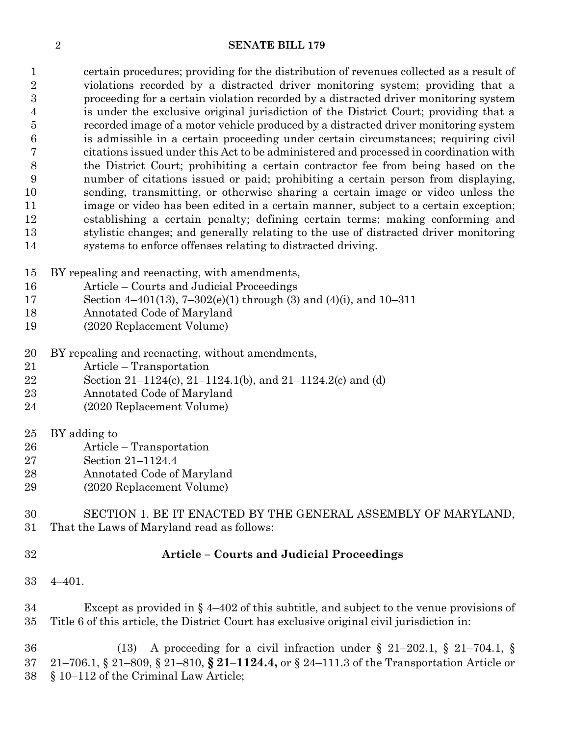certain procedures; providing for the distribution of revenues collected as a result of violations recorded by a distracted driver monitoring system; providing that a proceeding for a certain violation recorded by a distracted driver monitoring system is under the exclusive original jurisdiction of the District Court; providing that a recorded image of a motor vehicle produced by a distracted driver monitoring system is admissible in a certain proceeding under certain circumstances; requiring civil citations issued under this Act to be administered and processed in coordination with the District Court; prohibiting a certain contractor fee from being based on the number of citations issued or paid; prohibiting a certain person from displaying, sending, transmitting, or otherwise sharing a certain image or video unless the image or video has been edited in a certain manner, subject to a certain exception; establishing a certain penalty; defining certain terms; making conforming and stylistic changes; and generally relating to the use of distracted driver monitoring systems to enforce offenses relating to distracted driving.

BY repealing and reenacting, with amendments,
Article – Courts and Judicial Proceedings
Section 4–401(13), 7–302(e)(1) through (3) and (4)(i), and 10–311
Annotated Code of Maryland
(2020 Replacement Volume)

BY repealing and reenacting, without amendments,
Article – Transportation
Section 21–1124(c), 21–1124.1(b), and 21–1124.2(c) and (d)
Annotated Code of Maryland
(2020 Replacement Volume)

BY adding to
Article – Transportation
Section 21–1124.4
Annotated Code of Maryland
(2020 Replacement Volume)

SECTION 1. BE IT ENACTED BY THE GENERAL ASSEMBLY OF MARYLAND, That the Laws of Maryland read as follows:

**Article – Courts and Judicial Proceedings**

4–401.

Except as provided in § 4–402 of this subtitle, and subject to the venue provisions of Title 6 of this article, the District Court has exclusive original civil jurisdiction in:

(13) A proceeding for a civil infraction under § 21–202.1, § 21–704.1, § 21–706.1, § 21–809, § 21–810, **§ 21–1124.4,** or § 24–111.3 of the Transportation Article or § 10–112 of the Criminal Law Article;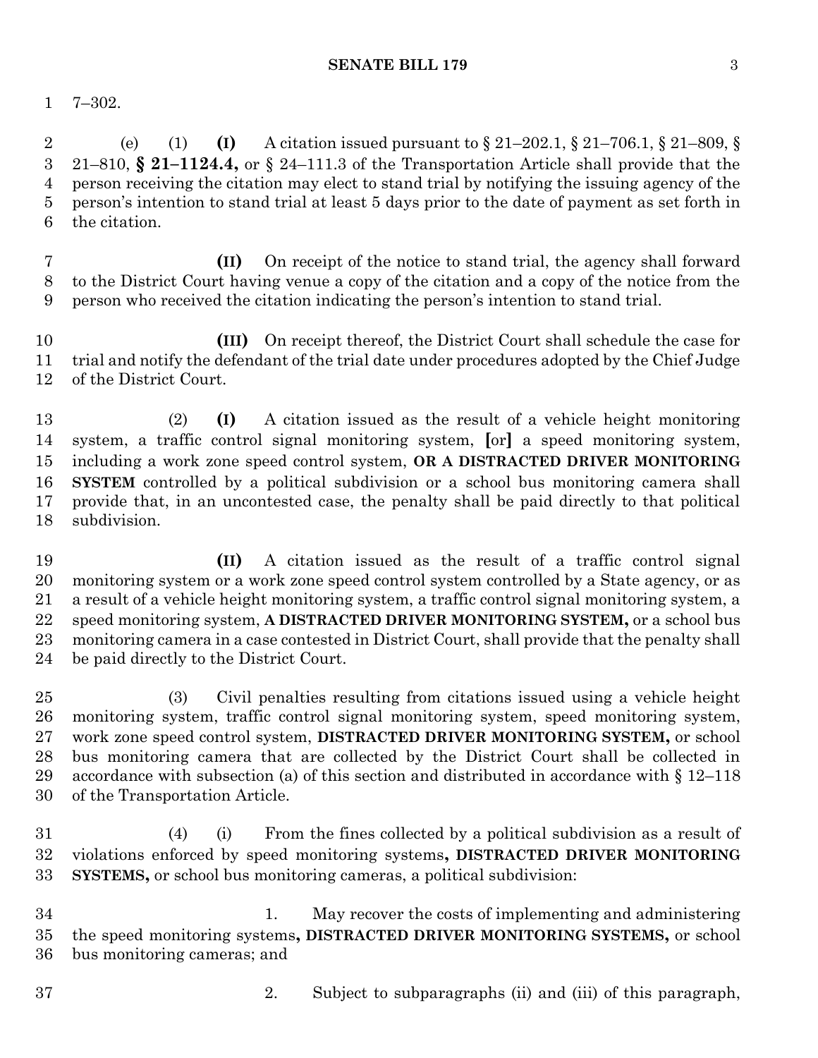7–302.

(e) (1) **(I)** A citation issued pursuant to § 21–202.1, § 21–706.1, § 21–809, § 21–810, **§ 21–1124.4,** or § 24–111.3 of the Transportation Article shall provide that the person receiving the citation may elect to stand trial by notifying the issuing agency of the person's intention to stand trial at least 5 days prior to the date of payment as set forth in the citation.

**(II)** On receipt of the notice to stand trial, the agency shall forward to the District Court having venue a copy of the citation and a copy of the notice from the person who received the citation indicating the person's intention to stand trial.

**(III)** On receipt thereof, the District Court shall schedule the case for trial and notify the defendant of the trial date under procedures adopted by the Chief Judge of the District Court.

(2) **(I)** A citation issued as the result of a vehicle height monitoring system, a traffic control signal monitoring system, **[**or**]** a speed monitoring system, including a work zone speed control system, **OR A DISTRACTED DRIVER MONITORING SYSTEM** controlled by a political subdivision or a school bus monitoring camera shall provide that, in an uncontested case, the penalty shall be paid directly to that political subdivision.

**(II)** A citation issued as the result of a traffic control signal monitoring system or a work zone speed control system controlled by a State agency, or as a result of a vehicle height monitoring system, a traffic control signal monitoring system, a speed monitoring system, **A DISTRACTED DRIVER MONITORING SYSTEM,** or a school bus monitoring camera in a case contested in District Court, shall provide that the penalty shall be paid directly to the District Court.

(3) Civil penalties resulting from citations issued using a vehicle height monitoring system, traffic control signal monitoring system, speed monitoring system, work zone speed control system, **DISTRACTED DRIVER MONITORING SYSTEM,** or school bus monitoring camera that are collected by the District Court shall be collected in accordance with subsection (a) of this section and distributed in accordance with § 12–118 of the Transportation Article.

(4) (i) From the fines collected by a political subdivision as a result of violations enforced by speed monitoring systems**, DISTRACTED DRIVER MONITORING SYSTEMS,** or school bus monitoring cameras, a political subdivision:

1. May recover the costs of implementing and administering the speed monitoring systems**, DISTRACTED DRIVER MONITORING SYSTEMS,** or school bus monitoring cameras; and

2. Subject to subparagraphs (ii) and (iii) of this paragraph,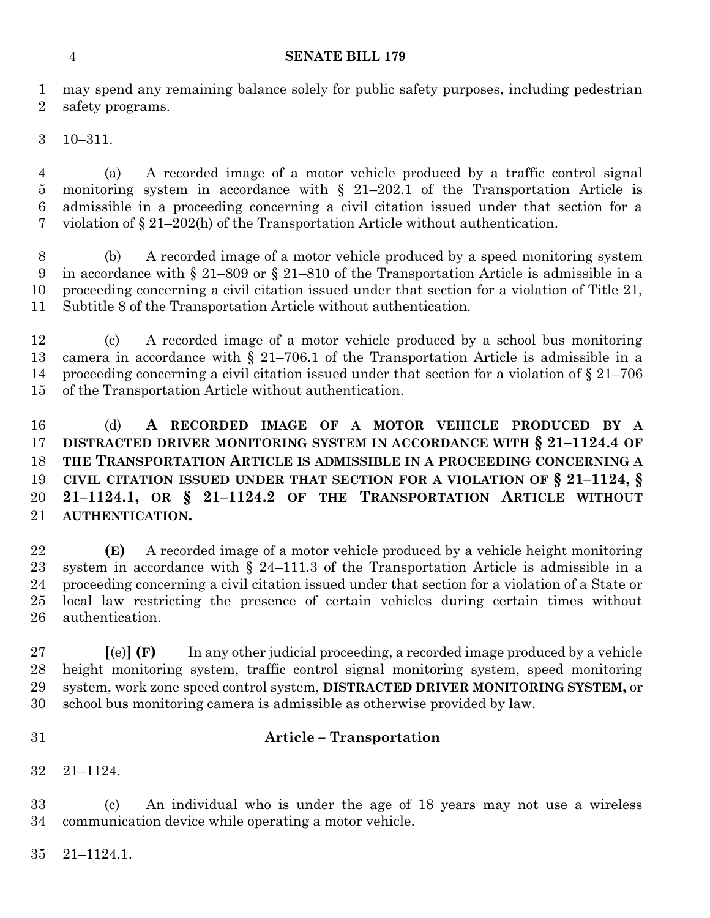may spend any remaining balance solely for public safety purposes, including pedestrian safety programs.

10–311.

(a) A recorded image of a motor vehicle produced by a traffic control signal monitoring system in accordance with § 21–202.1 of the Transportation Article is admissible in a proceeding concerning a civil citation issued under that section for a violation of § 21–202(h) of the Transportation Article without authentication.

(b) A recorded image of a motor vehicle produced by a speed monitoring system in accordance with § 21–809 or § 21–810 of the Transportation Article is admissible in a proceeding concerning a civil citation issued under that section for a violation of Title 21, Subtitle 8 of the Transportation Article without authentication.

(c) A recorded image of a motor vehicle produced by a school bus monitoring camera in accordance with § 21–706.1 of the Transportation Article is admissible in a proceeding concerning a civil citation issued under that section for a violation of § 21–706 of the Transportation Article without authentication.

(d) **A RECORDED IMAGE OF A MOTOR VEHICLE PRODUCED BY A DISTRACTED DRIVER MONITORING SYSTEM IN ACCORDANCE WITH § 21–1124.4 OF THE TRANSPORTATION ARTICLE IS ADMISSIBLE IN A PROCEEDING CONCERNING A CIVIL CITATION ISSUED UNDER THAT SECTION FOR A VIOLATION OF § 21–1124, § 21–1124.1, OR § 21–1124.2 OF THE TRANSPORTATION ARTICLE WITHOUT AUTHENTICATION.**

**(E)** A recorded image of a motor vehicle produced by a vehicle height monitoring system in accordance with § 24–111.3 of the Transportation Article is admissible in a proceeding concerning a civil citation issued under that section for a violation of a State or local law restricting the presence of certain vehicles during certain times without authentication.

**[**(e)**] (F)** In any other judicial proceeding, a recorded image produced by a vehicle height monitoring system, traffic control signal monitoring system, speed monitoring system, work zone speed control system, **DISTRACTED DRIVER MONITORING SYSTEM,** or school bus monitoring camera is admissible as otherwise provided by law.

**Article – Transportation**

21–1124.

(c) An individual who is under the age of 18 years may not use a wireless communication device while operating a motor vehicle.

21–1124.1.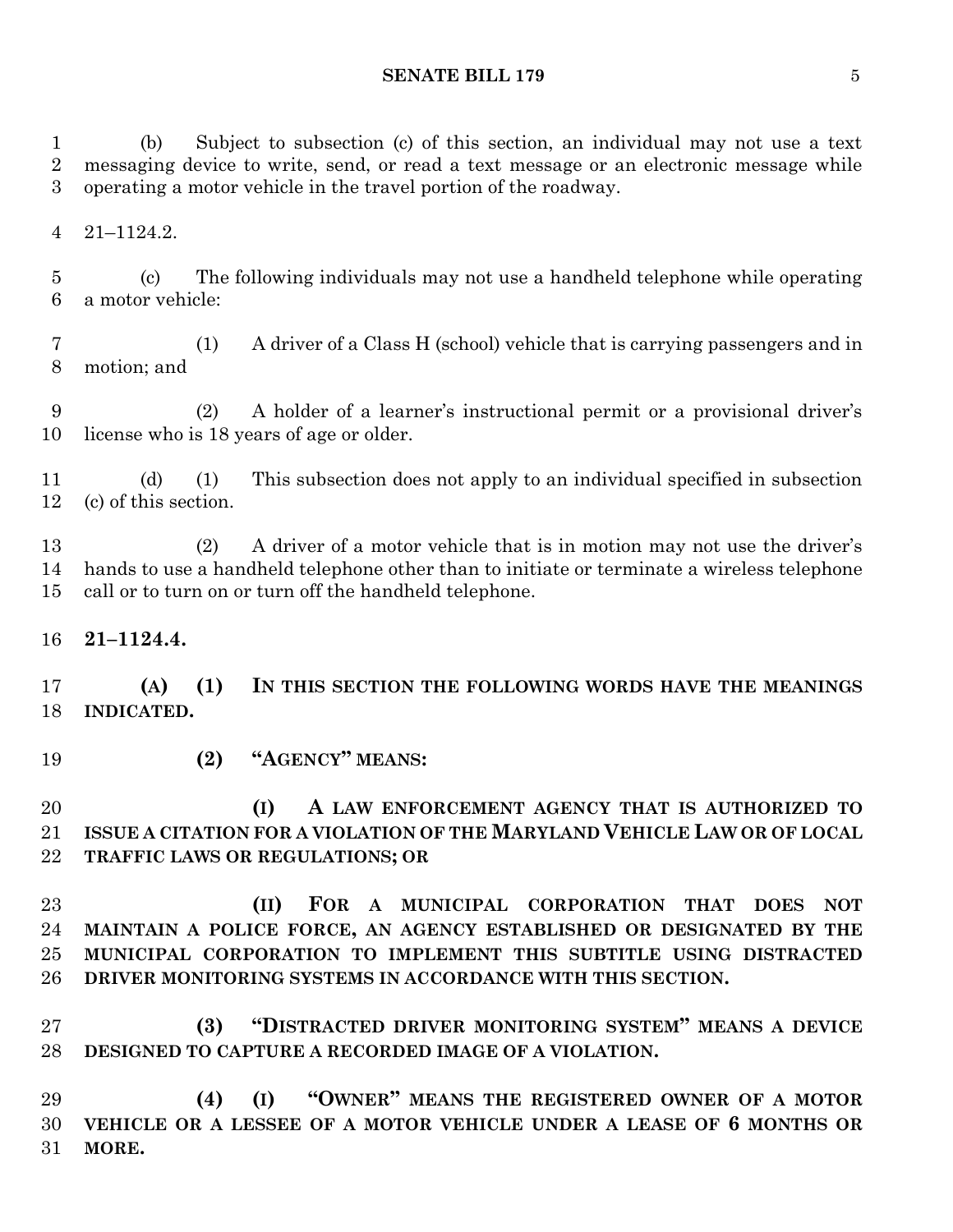(b) Subject to subsection (c) of this section, an individual may not use a text messaging device to write, send, or read a text message or an electronic message while operating a motor vehicle in the travel portion of the roadway.

21–1124.2.

(c) The following individuals may not use a handheld telephone while operating a motor vehicle:

(1) A driver of a Class H (school) vehicle that is carrying passengers and in motion; and

(2) A holder of a learner's instructional permit or a provisional driver's license who is 18 years of age or older.

(d) (1) This subsection does not apply to an individual specified in subsection (c) of this section.

(2) A driver of a motor vehicle that is in motion may not use the driver's hands to use a handheld telephone other than to initiate or terminate a wireless telephone call or to turn on or turn off the handheld telephone.

**21–1124.4.**

**(A) (1) IN THIS SECTION THE FOLLOWING WORDS HAVE THE MEANINGS INDICATED.**

**(2) "AGENCY" MEANS:**

**(I) A LAW ENFORCEMENT AGENCY THAT IS AUTHORIZED TO ISSUE A CITATION FOR A VIOLATION OF THE MARYLAND VEHICLE LAW OR OF LOCAL TRAFFIC LAWS OR REGULATIONS; OR**

**(II) FOR A MUNICIPAL CORPORATION THAT DOES NOT MAINTAIN A POLICE FORCE, AN AGENCY ESTABLISHED OR DESIGNATED BY THE MUNICIPAL CORPORATION TO IMPLEMENT THIS SUBTITLE USING DISTRACTED DRIVER MONITORING SYSTEMS IN ACCORDANCE WITH THIS SECTION.**

**(3) "DISTRACTED DRIVER MONITORING SYSTEM" MEANS A DEVICE DESIGNED TO CAPTURE A RECORDED IMAGE OF A VIOLATION.**

**(4) (I) "OWNER" MEANS THE REGISTERED OWNER OF A MOTOR VEHICLE OR A LESSEE OF A MOTOR VEHICLE UNDER A LEASE OF 6 MONTHS OR MORE.**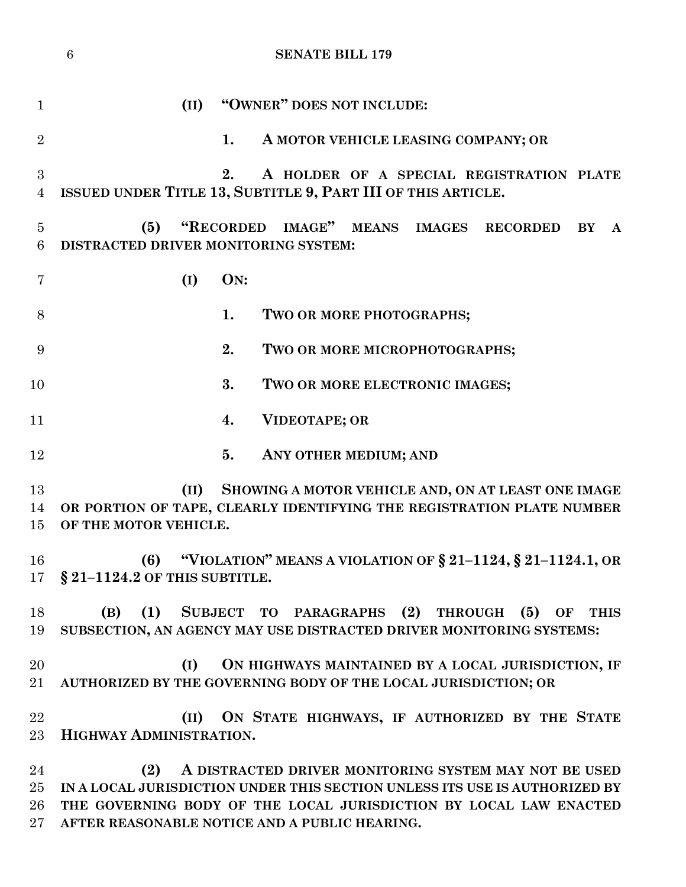**(II) "OWNER" DOES NOT INCLUDE:**

**1. A MOTOR VEHICLE LEASING COMPANY; OR**

**2. A HOLDER OF A SPECIAL REGISTRATION PLATE ISSUED UNDER TITLE 13, SUBTITLE 9, PART III OF THIS ARTICLE.**

**(5) "RECORDED IMAGE" MEANS IMAGES RECORDED BY A DISTRACTED DRIVER MONITORING SYSTEM:**

**(I) ON:**

**1. TWO OR MORE PHOTOGRAPHS;**

**2. TWO OR MORE MICROPHOTOGRAPHS;**

**3. TWO OR MORE ELECTRONIC IMAGES;**

**4. VIDEOTAPE; OR**

**5. ANY OTHER MEDIUM; AND**

**(II) SHOWING A MOTOR VEHICLE AND, ON AT LEAST ONE IMAGE OR PORTION OF TAPE, CLEARLY IDENTIFYING THE REGISTRATION PLATE NUMBER OF THE MOTOR VEHICLE.**

**(6) "VIOLATION" MEANS A VIOLATION OF § 21–1124, § 21–1124.1, OR § 21–1124.2 OF THIS SUBTITLE.**

**(B) (1) SUBJECT TO PARAGRAPHS (2) THROUGH (5) OF THIS SUBSECTION, AN AGENCY MAY USE DISTRACTED DRIVER MONITORING SYSTEMS:**

**(I) ON HIGHWAYS MAINTAINED BY A LOCAL JURISDICTION, IF AUTHORIZED BY THE GOVERNING BODY OF THE LOCAL JURISDICTION; OR**

**(II) ON STATE HIGHWAYS, IF AUTHORIZED BY THE STATE HIGHWAY ADMINISTRATION.**

**(2) A DISTRACTED DRIVER MONITORING SYSTEM MAY NOT BE USED IN A LOCAL JURISDICTION UNDER THIS SECTION UNLESS ITS USE IS AUTHORIZED BY THE GOVERNING BODY OF THE LOCAL JURISDICTION BY LOCAL LAW ENACTED AFTER REASONABLE NOTICE AND A PUBLIC HEARING.**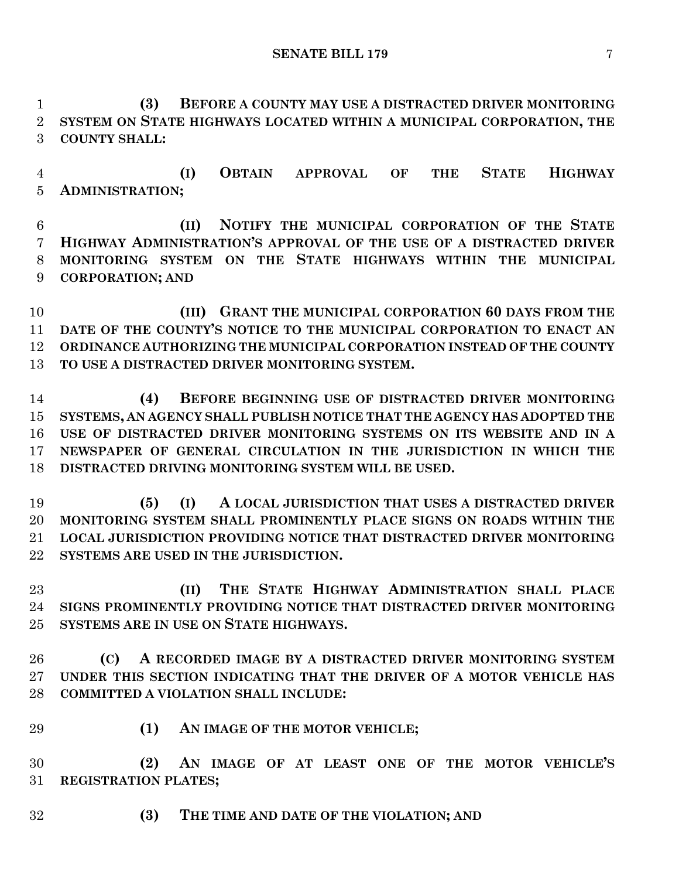**(3) BEFORE A COUNTY MAY USE A DISTRACTED DRIVER MONITORING SYSTEM ON STATE HIGHWAYS LOCATED WITHIN A MUNICIPAL CORPORATION, THE COUNTY SHALL:**

**(I) OBTAIN APPROVAL OF THE STATE HIGHWAY ADMINISTRATION;**

**(II) NOTIFY THE MUNICIPAL CORPORATION OF THE STATE HIGHWAY ADMINISTRATION'S APPROVAL OF THE USE OF A DISTRACTED DRIVER MONITORING SYSTEM ON THE STATE HIGHWAYS WITHIN THE MUNICIPAL CORPORATION; AND**

**(III) GRANT THE MUNICIPAL CORPORATION 60 DAYS FROM THE DATE OF THE COUNTY'S NOTICE TO THE MUNICIPAL CORPORATION TO ENACT AN ORDINANCE AUTHORIZING THE MUNICIPAL CORPORATION INSTEAD OF THE COUNTY TO USE A DISTRACTED DRIVER MONITORING SYSTEM.**

**(4) BEFORE BEGINNING USE OF DISTRACTED DRIVER MONITORING SYSTEMS, AN AGENCY SHALL PUBLISH NOTICE THAT THE AGENCY HAS ADOPTED THE USE OF DISTRACTED DRIVER MONITORING SYSTEMS ON ITS WEBSITE AND IN A NEWSPAPER OF GENERAL CIRCULATION IN THE JURISDICTION IN WHICH THE DISTRACTED DRIVING MONITORING SYSTEM WILL BE USED.**

**(5) (I) A LOCAL JURISDICTION THAT USES A DISTRACTED DRIVER MONITORING SYSTEM SHALL PROMINENTLY PLACE SIGNS ON ROADS WITHIN THE LOCAL JURISDICTION PROVIDING NOTICE THAT DISTRACTED DRIVER MONITORING SYSTEMS ARE USED IN THE JURISDICTION.**

**(II) THE STATE HIGHWAY ADMINISTRATION SHALL PLACE SIGNS PROMINENTLY PROVIDING NOTICE THAT DISTRACTED DRIVER MONITORING SYSTEMS ARE IN USE ON STATE HIGHWAYS.**

**(C) A RECORDED IMAGE BY A DISTRACTED DRIVER MONITORING SYSTEM UNDER THIS SECTION INDICATING THAT THE DRIVER OF A MOTOR VEHICLE HAS COMMITTED A VIOLATION SHALL INCLUDE:**

**(1) AN IMAGE OF THE MOTOR VEHICLE;**

**(2) AN IMAGE OF AT LEAST ONE OF THE MOTOR VEHICLE'S REGISTRATION PLATES;**

**(3) THE TIME AND DATE OF THE VIOLATION; AND**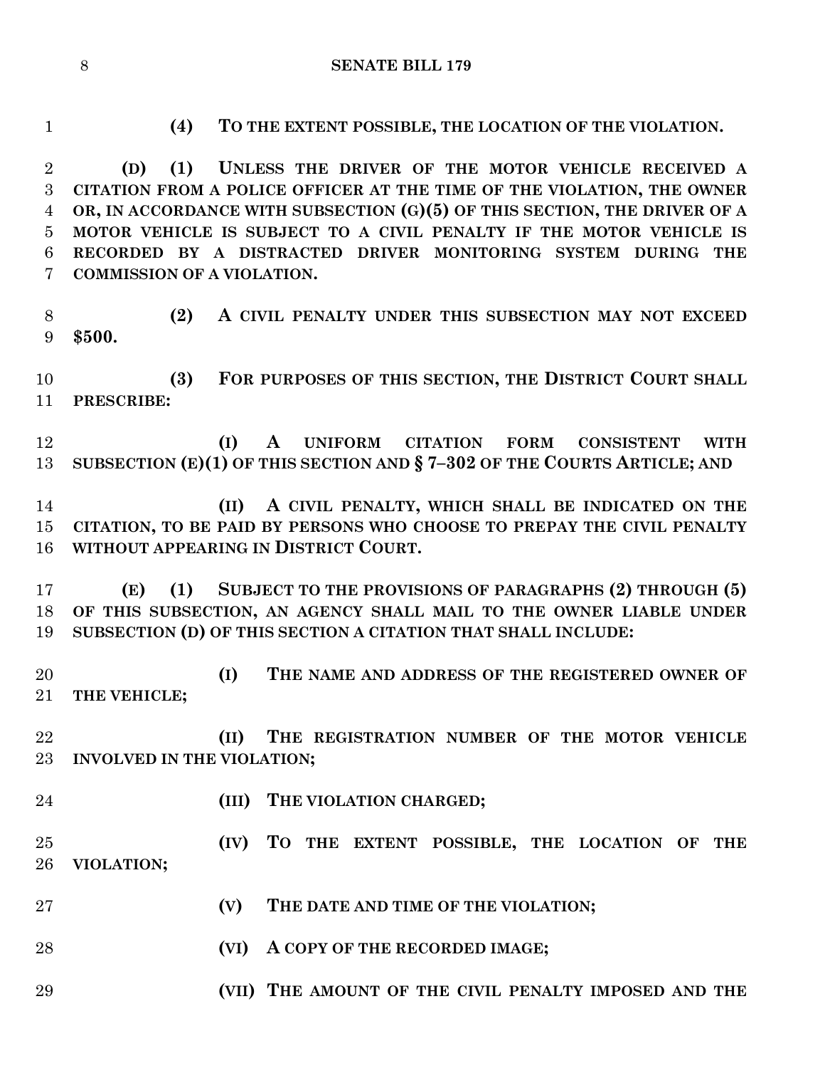**(4) TO THE EXTENT POSSIBLE, THE LOCATION OF THE VIOLATION.**

**(D) (1) UNLESS THE DRIVER OF THE MOTOR VEHICLE RECEIVED A CITATION FROM A POLICE OFFICER AT THE TIME OF THE VIOLATION, THE OWNER OR, IN ACCORDANCE WITH SUBSECTION (G)(5) OF THIS SECTION, THE DRIVER OF A MOTOR VEHICLE IS SUBJECT TO A CIVIL PENALTY IF THE MOTOR VEHICLE IS RECORDED BY A DISTRACTED DRIVER MONITORING SYSTEM DURING THE COMMISSION OF A VIOLATION.**

**(2) A CIVIL PENALTY UNDER THIS SUBSECTION MAY NOT EXCEED $500.**

**(3) FOR PURPOSES OF THIS SECTION, THE DISTRICT COURT SHALL PRESCRIBE:**

**(I) A UNIFORM CITATION FORM CONSISTENT WITH SUBSECTION (E)(1) OF THIS SECTION AND § 7–302 OF THE COURTS ARTICLE; AND**

**(II) A CIVIL PENALTY, WHICH SHALL BE INDICATED ON THE CITATION, TO BE PAID BY PERSONS WHO CHOOSE TO PREPAY THE CIVIL PENALTY WITHOUT APPEARING IN DISTRICT COURT.**

**(E) (1) SUBJECT TO THE PROVISIONS OF PARAGRAPHS (2) THROUGH (5) OF THIS SUBSECTION, AN AGENCY SHALL MAIL TO THE OWNER LIABLE UNDER SUBSECTION (D) OF THIS SECTION A CITATION THAT SHALL INCLUDE:**

**(I) THE NAME AND ADDRESS OF THE REGISTERED OWNER OF THE VEHICLE;**

**(II) THE REGISTRATION NUMBER OF THE MOTOR VEHICLE INVOLVED IN THE VIOLATION;**

**(III) THE VIOLATION CHARGED;**

**(IV) TO THE EXTENT POSSIBLE, THE LOCATION OF THE VIOLATION;**

**(V) THE DATE AND TIME OF THE VIOLATION;**

**(VI) A COPY OF THE RECORDED IMAGE;**

**(VII) THE AMOUNT OF THE CIVIL PENALTY IMPOSED AND THE**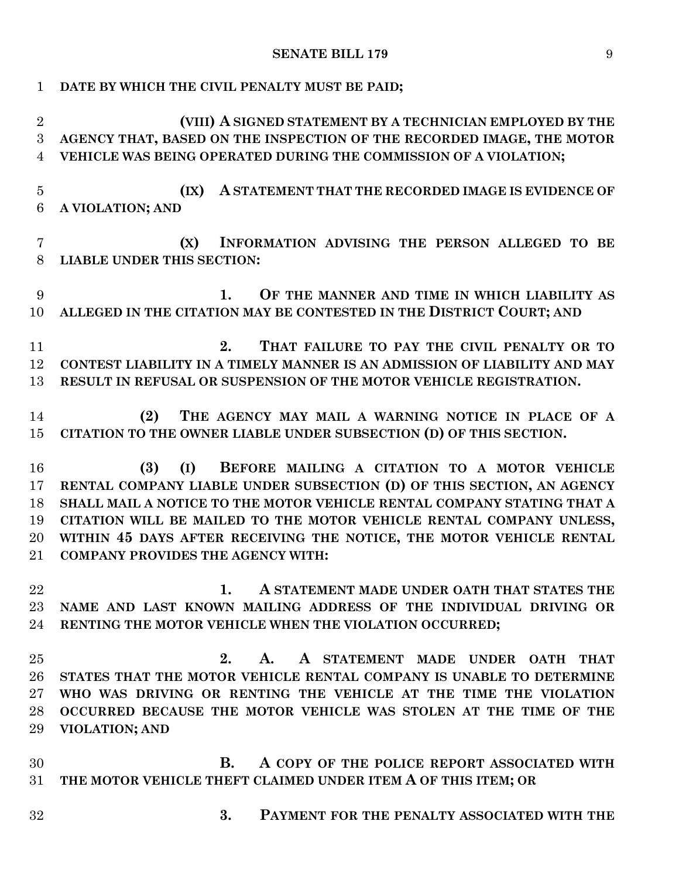**DATE BY WHICH THE CIVIL PENALTY MUST BE PAID;**

**(VIII) A SIGNED STATEMENT BY A TECHNICIAN EMPLOYED BY THE AGENCY THAT, BASED ON THE INSPECTION OF THE RECORDED IMAGE, THE MOTOR VEHICLE WAS BEING OPERATED DURING THE COMMISSION OF A VIOLATION;**

**(IX) A STATEMENT THAT THE RECORDED IMAGE IS EVIDENCE OF A VIOLATION; AND**

**(X) INFORMATION ADVISING THE PERSON ALLEGED TO BE LIABLE UNDER THIS SECTION:**

**1. OF THE MANNER AND TIME IN WHICH LIABILITY AS ALLEGED IN THE CITATION MAY BE CONTESTED IN THE DISTRICT COURT; AND**

**2. THAT FAILURE TO PAY THE CIVIL PENALTY OR TO CONTEST LIABILITY IN A TIMELY MANNER IS AN ADMISSION OF LIABILITY AND MAY RESULT IN REFUSAL OR SUSPENSION OF THE MOTOR VEHICLE REGISTRATION.**

**(2) THE AGENCY MAY MAIL A WARNING NOTICE IN PLACE OF A CITATION TO THE OWNER LIABLE UNDER SUBSECTION (D) OF THIS SECTION.**

**(3) (I) BEFORE MAILING A CITATION TO A MOTOR VEHICLE RENTAL COMPANY LIABLE UNDER SUBSECTION (D) OF THIS SECTION, AN AGENCY SHALL MAIL A NOTICE TO THE MOTOR VEHICLE RENTAL COMPANY STATING THAT A CITATION WILL BE MAILED TO THE MOTOR VEHICLE RENTAL COMPANY UNLESS, WITHIN 45 DAYS AFTER RECEIVING THE NOTICE, THE MOTOR VEHICLE RENTAL COMPANY PROVIDES THE AGENCY WITH:**

**1. A STATEMENT MADE UNDER OATH THAT STATES THE NAME AND LAST KNOWN MAILING ADDRESS OF THE INDIVIDUAL DRIVING OR RENTING THE MOTOR VEHICLE WHEN THE VIOLATION OCCURRED;**

**2. A. A STATEMENT MADE UNDER OATH THAT STATES THAT THE MOTOR VEHICLE RENTAL COMPANY IS UNABLE TO DETERMINE WHO WAS DRIVING OR RENTING THE VEHICLE AT THE TIME THE VIOLATION OCCURRED BECAUSE THE MOTOR VEHICLE WAS STOLEN AT THE TIME OF THE VIOLATION; AND**

**B. A COPY OF THE POLICE REPORT ASSOCIATED WITH THE MOTOR VEHICLE THEFT CLAIMED UNDER ITEM A OF THIS ITEM; OR**

**3. PAYMENT FOR THE PENALTY ASSOCIATED WITH THE**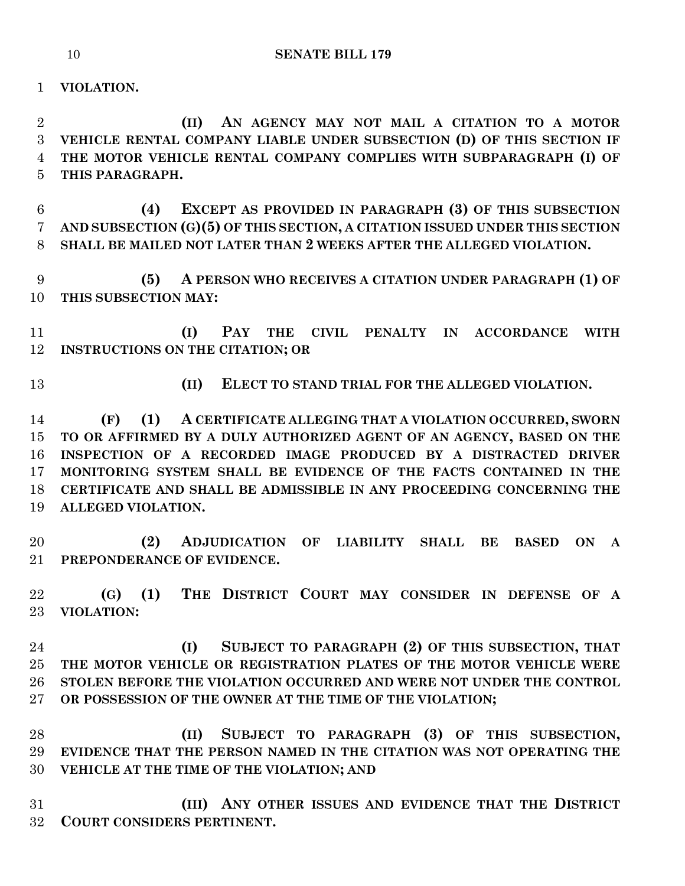**VIOLATION.**

**(II) AN AGENCY MAY NOT MAIL A CITATION TO A MOTOR VEHICLE RENTAL COMPANY LIABLE UNDER SUBSECTION (D) OF THIS SECTION IF THE MOTOR VEHICLE RENTAL COMPANY COMPLIES WITH SUBPARAGRAPH (I) OF THIS PARAGRAPH.**

**(4) EXCEPT AS PROVIDED IN PARAGRAPH (3) OF THIS SUBSECTION AND SUBSECTION (G)(5) OF THIS SECTION, A CITATION ISSUED UNDER THIS SECTION SHALL BE MAILED NOT LATER THAN 2 WEEKS AFTER THE ALLEGED VIOLATION.**

**(5) A PERSON WHO RECEIVES A CITATION UNDER PARAGRAPH (1) OF THIS SUBSECTION MAY:**

**(I) PAY THE CIVIL PENALTY IN ACCORDANCE WITH INSTRUCTIONS ON THE CITATION; OR**

**(II) ELECT TO STAND TRIAL FOR THE ALLEGED VIOLATION.**

**(F) (1) A CERTIFICATE ALLEGING THAT A VIOLATION OCCURRED, SWORN TO OR AFFIRMED BY A DULY AUTHORIZED AGENT OF AN AGENCY, BASED ON THE INSPECTION OF A RECORDED IMAGE PRODUCED BY A DISTRACTED DRIVER MONITORING SYSTEM SHALL BE EVIDENCE OF THE FACTS CONTAINED IN THE CERTIFICATE AND SHALL BE ADMISSIBLE IN ANY PROCEEDING CONCERNING THE ALLEGED VIOLATION.**

**(2) ADJUDICATION OF LIABILITY SHALL BE BASED ON A PREPONDERANCE OF EVIDENCE.**

**(G) (1) THE DISTRICT COURT MAY CONSIDER IN DEFENSE OF A VIOLATION:**

**(I) SUBJECT TO PARAGRAPH (2) OF THIS SUBSECTION, THAT THE MOTOR VEHICLE OR REGISTRATION PLATES OF THE MOTOR VEHICLE WERE STOLEN BEFORE THE VIOLATION OCCURRED AND WERE NOT UNDER THE CONTROL OR POSSESSION OF THE OWNER AT THE TIME OF THE VIOLATION;**

**(II) SUBJECT TO PARAGRAPH (3) OF THIS SUBSECTION, EVIDENCE THAT THE PERSON NAMED IN THE CITATION WAS NOT OPERATING THE VEHICLE AT THE TIME OF THE VIOLATION; AND**

**(III) ANY OTHER ISSUES AND EVIDENCE THAT THE DISTRICT COURT CONSIDERS PERTINENT.**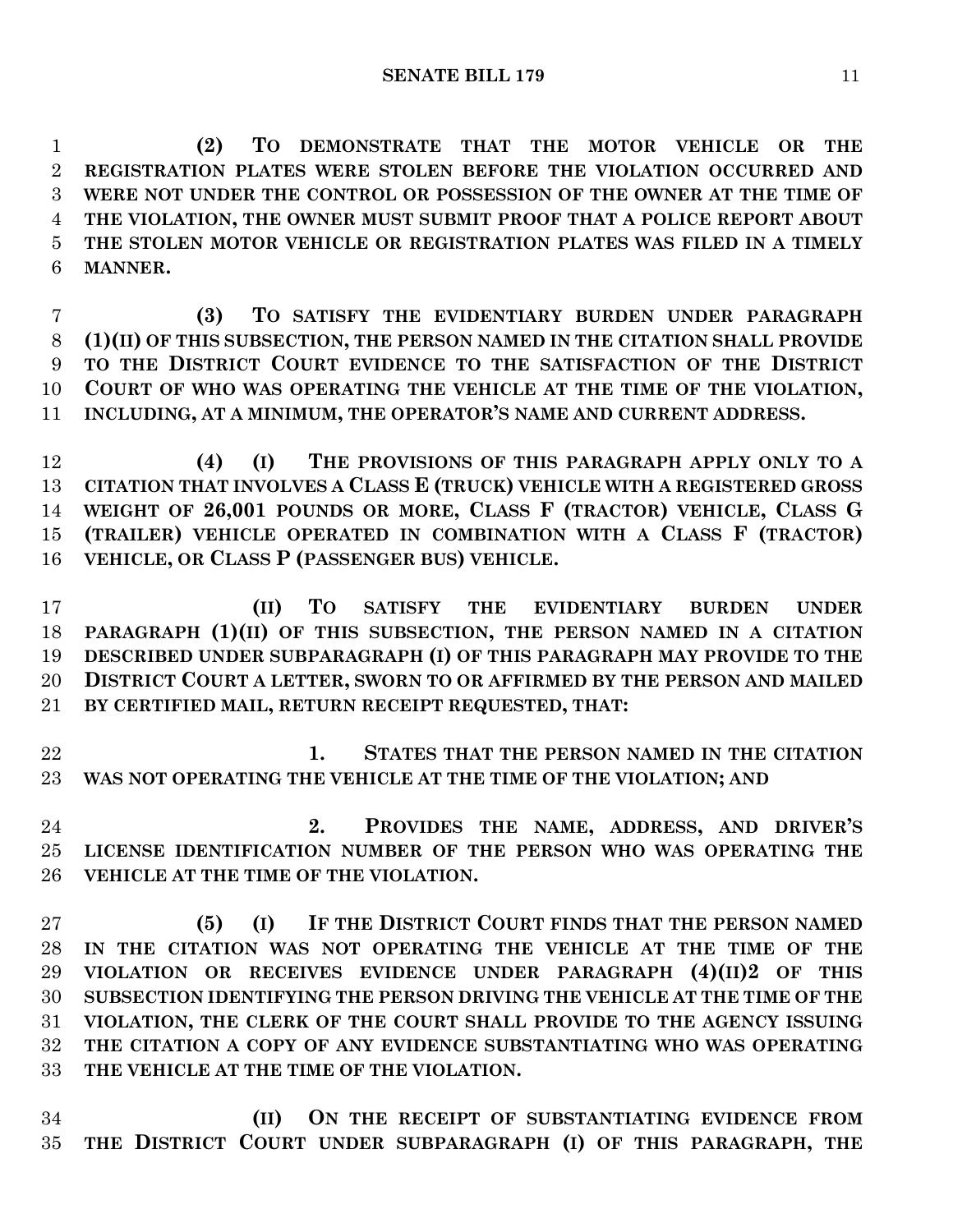**(2) TO DEMONSTRATE THAT THE MOTOR VEHICLE OR THE REGISTRATION PLATES WERE STOLEN BEFORE THE VIOLATION OCCURRED AND WERE NOT UNDER THE CONTROL OR POSSESSION OF THE OWNER AT THE TIME OF THE VIOLATION, THE OWNER MUST SUBMIT PROOF THAT A POLICE REPORT ABOUT THE STOLEN MOTOR VEHICLE OR REGISTRATION PLATES WAS FILED IN A TIMELY MANNER.**

**(3) TO SATISFY THE EVIDENTIARY BURDEN UNDER PARAGRAPH (1)(II) OF THIS SUBSECTION, THE PERSON NAMED IN THE CITATION SHALL PROVIDE TO THE DISTRICT COURT EVIDENCE TO THE SATISFACTION OF THE DISTRICT COURT OF WHO WAS OPERATING THE VEHICLE AT THE TIME OF THE VIOLATION, INCLUDING, AT A MINIMUM, THE OPERATOR'S NAME AND CURRENT ADDRESS.**

**(4) (I) THE PROVISIONS OF THIS PARAGRAPH APPLY ONLY TO A CITATION THAT INVOLVES A CLASS E (TRUCK) VEHICLE WITH A REGISTERED GROSS WEIGHT OF 26,001 POUNDS OR MORE, CLASS F (TRACTOR) VEHICLE, CLASS G (TRAILER) VEHICLE OPERATED IN COMBINATION WITH A CLASS F (TRACTOR) VEHICLE, OR CLASS P (PASSENGER BUS) VEHICLE.**

**(II) TO SATISFY THE EVIDENTIARY BURDEN UNDER PARAGRAPH (1)(II) OF THIS SUBSECTION, THE PERSON NAMED IN A CITATION DESCRIBED UNDER SUBPARAGRAPH (I) OF THIS PARAGRAPH MAY PROVIDE TO THE DISTRICT COURT A LETTER, SWORN TO OR AFFIRMED BY THE PERSON AND MAILED BY CERTIFIED MAIL, RETURN RECEIPT REQUESTED, THAT:**

**1. STATES THAT THE PERSON NAMED IN THE CITATION WAS NOT OPERATING THE VEHICLE AT THE TIME OF THE VIOLATION; AND**

**2. PROVIDES THE NAME, ADDRESS, AND DRIVER'S LICENSE IDENTIFICATION NUMBER OF THE PERSON WHO WAS OPERATING THE VEHICLE AT THE TIME OF THE VIOLATION.**

**(5) (I) IF THE DISTRICT COURT FINDS THAT THE PERSON NAMED IN THE CITATION WAS NOT OPERATING THE VEHICLE AT THE TIME OF THE VIOLATION OR RECEIVES EVIDENCE UNDER PARAGRAPH (4)(II)2 OF THIS SUBSECTION IDENTIFYING THE PERSON DRIVING THE VEHICLE AT THE TIME OF THE VIOLATION, THE CLERK OF THE COURT SHALL PROVIDE TO THE AGENCY ISSUING THE CITATION A COPY OF ANY EVIDENCE SUBSTANTIATING WHO WAS OPERATING THE VEHICLE AT THE TIME OF THE VIOLATION.**

**(II) ON THE RECEIPT OF SUBSTANTIATING EVIDENCE FROM THE DISTRICT COURT UNDER SUBPARAGRAPH (I) OF THIS PARAGRAPH, THE**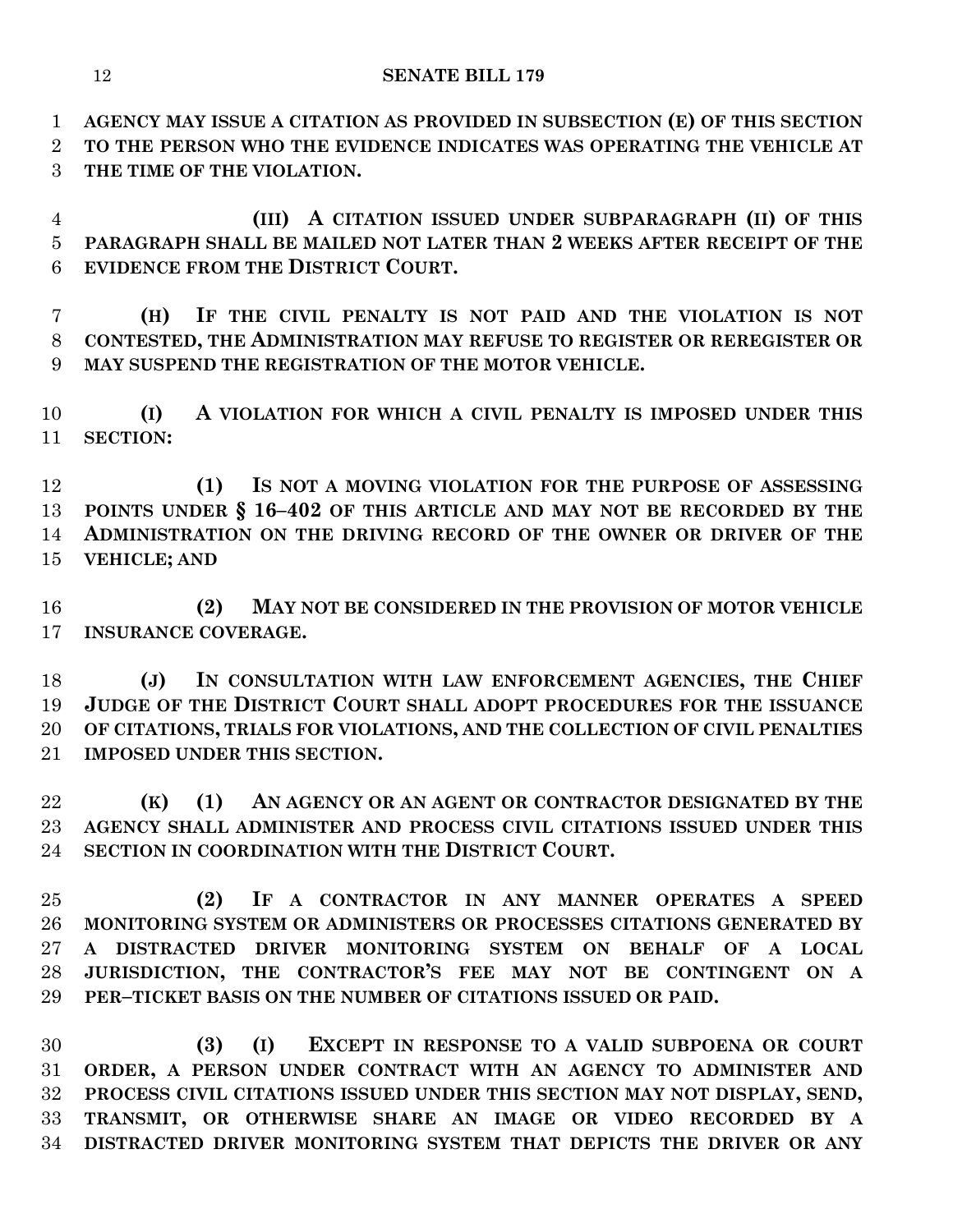**AGENCY MAY ISSUE A CITATION AS PROVIDED IN SUBSECTION (E) OF THIS SECTION TO THE PERSON WHO THE EVIDENCE INDICATES WAS OPERATING THE VEHICLE AT THE TIME OF THE VIOLATION.**

**(III) A CITATION ISSUED UNDER SUBPARAGRAPH (II) OF THIS PARAGRAPH SHALL BE MAILED NOT LATER THAN 2 WEEKS AFTER RECEIPT OF THE EVIDENCE FROM THE DISTRICT COURT.**

**(H) IF THE CIVIL PENALTY IS NOT PAID AND THE VIOLATION IS NOT CONTESTED, THE ADMINISTRATION MAY REFUSE TO REGISTER OR REREGISTER OR MAY SUSPEND THE REGISTRATION OF THE MOTOR VEHICLE.**

**(I) A VIOLATION FOR WHICH A CIVIL PENALTY IS IMPOSED UNDER THIS SECTION:**

**(1) IS NOT A MOVING VIOLATION FOR THE PURPOSE OF ASSESSING POINTS UNDER § 16–402 OF THIS ARTICLE AND MAY NOT BE RECORDED BY THE ADMINISTRATION ON THE DRIVING RECORD OF THE OWNER OR DRIVER OF THE VEHICLE; AND**

**(2) MAY NOT BE CONSIDERED IN THE PROVISION OF MOTOR VEHICLE INSURANCE COVERAGE.**

**(J) IN CONSULTATION WITH LAW ENFORCEMENT AGENCIES, THE CHIEF JUDGE OF THE DISTRICT COURT SHALL ADOPT PROCEDURES FOR THE ISSUANCE OF CITATIONS, TRIALS FOR VIOLATIONS, AND THE COLLECTION OF CIVIL PENALTIES IMPOSED UNDER THIS SECTION.**

**(K) (1) AN AGENCY OR AN AGENT OR CONTRACTOR DESIGNATED BY THE AGENCY SHALL ADMINISTER AND PROCESS CIVIL CITATIONS ISSUED UNDER THIS SECTION IN COORDINATION WITH THE DISTRICT COURT.**

**(2) IF A CONTRACTOR IN ANY MANNER OPERATES A SPEED MONITORING SYSTEM OR ADMINISTERS OR PROCESSES CITATIONS GENERATED BY A DISTRACTED DRIVER MONITORING SYSTEM ON BEHALF OF A LOCAL JURISDICTION, THE CONTRACTOR'S FEE MAY NOT BE CONTINGENT ON A PER–TICKET BASIS ON THE NUMBER OF CITATIONS ISSUED OR PAID.**

**(3) (I) EXCEPT IN RESPONSE TO A VALID SUBPOENA OR COURT ORDER, A PERSON UNDER CONTRACT WITH AN AGENCY TO ADMINISTER AND PROCESS CIVIL CITATIONS ISSUED UNDER THIS SECTION MAY NOT DISPLAY, SEND, TRANSMIT, OR OTHERWISE SHARE AN IMAGE OR VIDEO RECORDED BY A DISTRACTED DRIVER MONITORING SYSTEM THAT DEPICTS THE DRIVER OR ANY**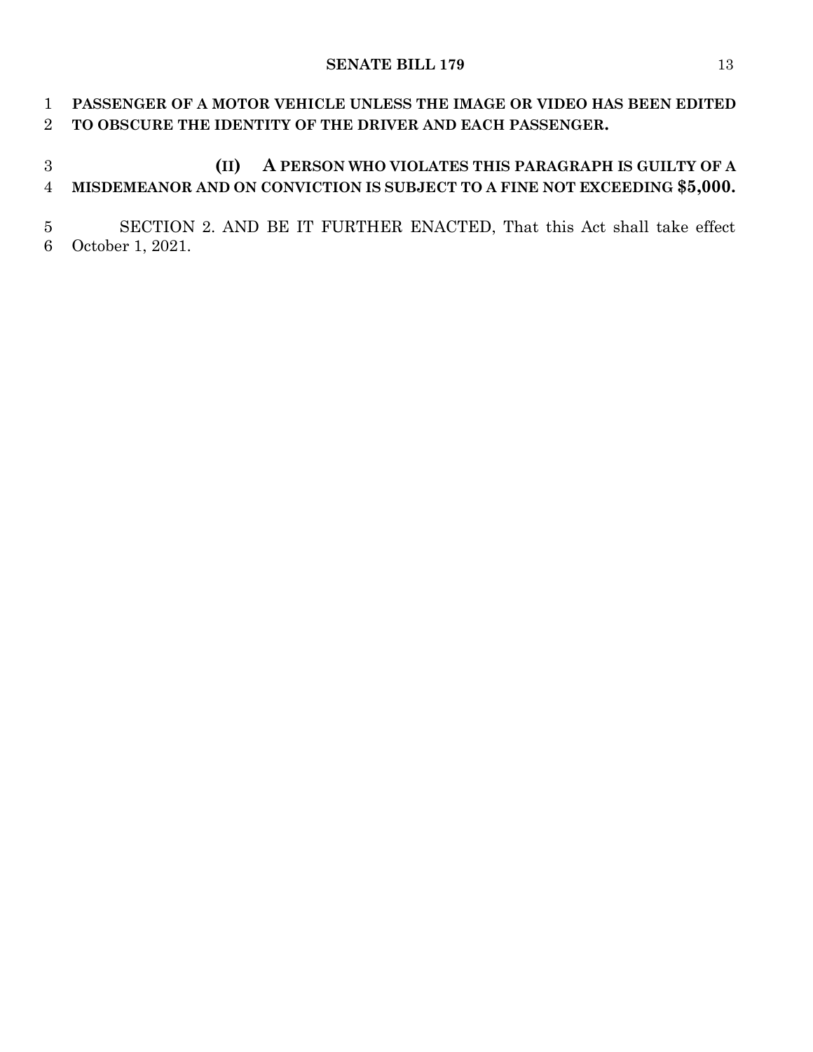**PASSENGER OF A MOTOR VEHICLE UNLESS THE IMAGE OR VIDEO HAS BEEN EDITED TO OBSCURE THE IDENTITY OF THE DRIVER AND EACH PASSENGER.**

**(II) A PERSON WHO VIOLATES THIS PARAGRAPH IS GUILTY OF A MISDEMEANOR AND ON CONVICTION IS SUBJECT TO A FINE NOT EXCEEDING $5,000.**

SECTION 2. AND BE IT FURTHER ENACTED, That this Act shall take effect October 1, 2021.